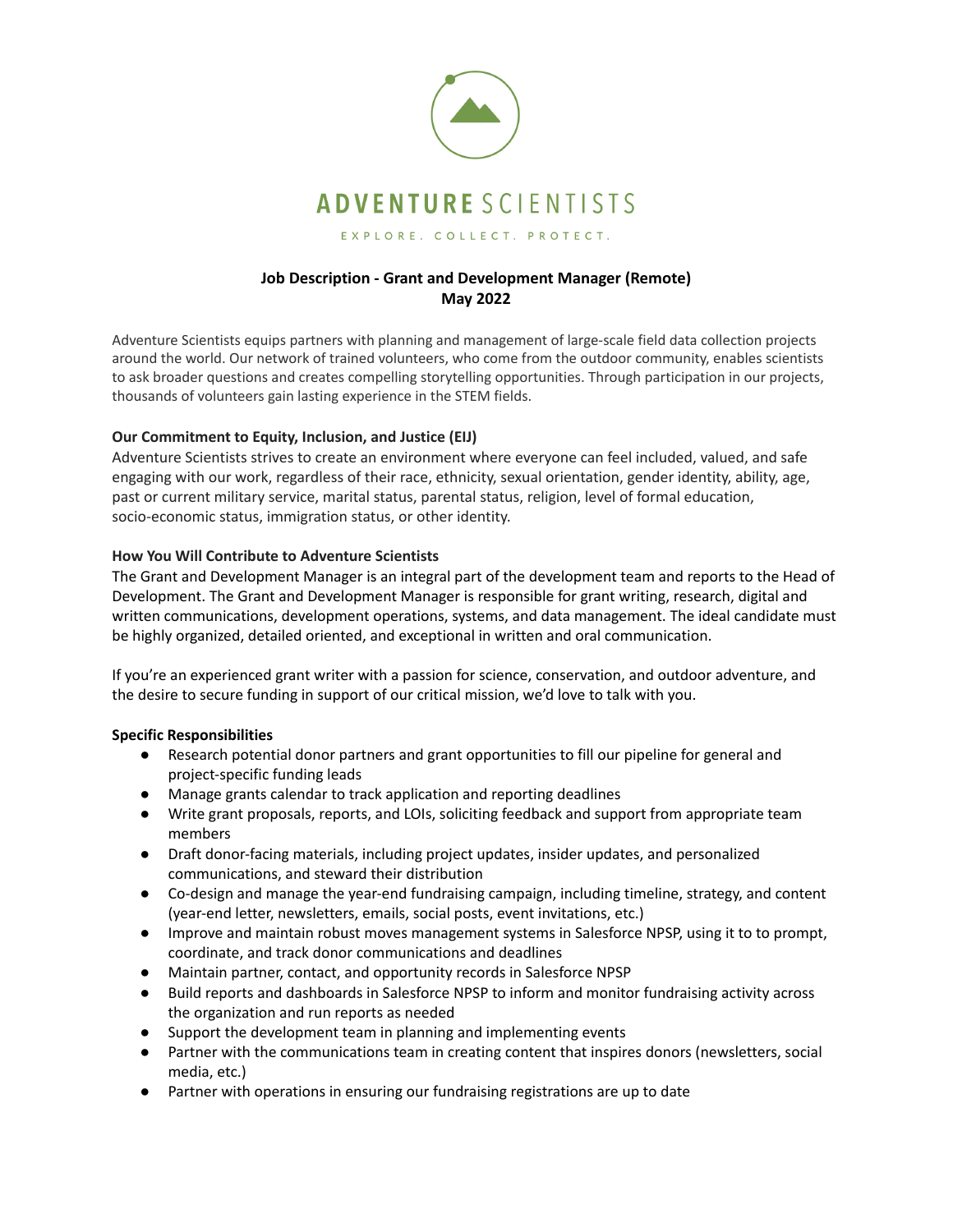ADVENTURE SCIENTISTS

EXPLORE. COLLECT. PROTECT.

# Job Description - Grant and Development Manager (Remote)
**May 2022**

Adventure Scientists equips partners with planning and management of large-scale field data collection projects around the world. Our network of trained volunteers, who come from the outdoor community, enables scientists to ask broader questions and creates compelling storytelling opportunities. Through participation in our projects, thousands of volunteers gain lasting experience in the STEM fields.

**Our Commitment to Equity, Inclusion, and Justice (EIJ)**

Adventure Scientists strives to create an environment where everyone can feel included, valued, and safe engaging with our work, regardless of their race, ethnicity, sexual orientation, gender identity, ability, age, past or current military service, marital status, parental status, religion, level of formal education, socio-economic status, immigration status, or other identity.

**How You Will Contribute to Adventure Scientists**

The Grant and Development Manager is an integral part of the development team and reports to the Head of Development. The Grant and Development Manager is responsible for grant writing, research, digital and written communications, development operations, systems, and data management. The ideal candidate must be highly organized, detailed oriented, and exceptional in written and oral communication.

If you're an experienced grant writer with a passion for science, conservation, and outdoor adventure, and the desire to secure funding in support of our critical mission, we'd love to talk with you.

**Specific Responsibilities**

- Research potential donor partners and grant opportunities to fill our pipeline for general and project-specific funding leads
- Manage grants calendar to track application and reporting deadlines
- Write grant proposals, reports, and LOIs, soliciting feedback and support from appropriate team members
- Draft donor-facing materials, including project updates, insider updates, and personalized communications, and steward their distribution
- Co-design and manage the year-end fundraising campaign, including timeline, strategy, and content (year-end letter, newsletters, emails, social posts, event invitations, etc.)
- Improve and maintain robust moves management systems in Salesforce NPSP, using it to to prompt, coordinate, and track donor communications and deadlines
- Maintain partner, contact, and opportunity records in Salesforce NPSP
- Build reports and dashboards in Salesforce NPSP to inform and monitor fundraising activity across the organization and run reports as needed
- Support the development team in planning and implementing events
- Partner with the communications team in creating content that inspires donors (newsletters, social media, etc.)
- Partner with operations in ensuring our fundraising registrations are up to date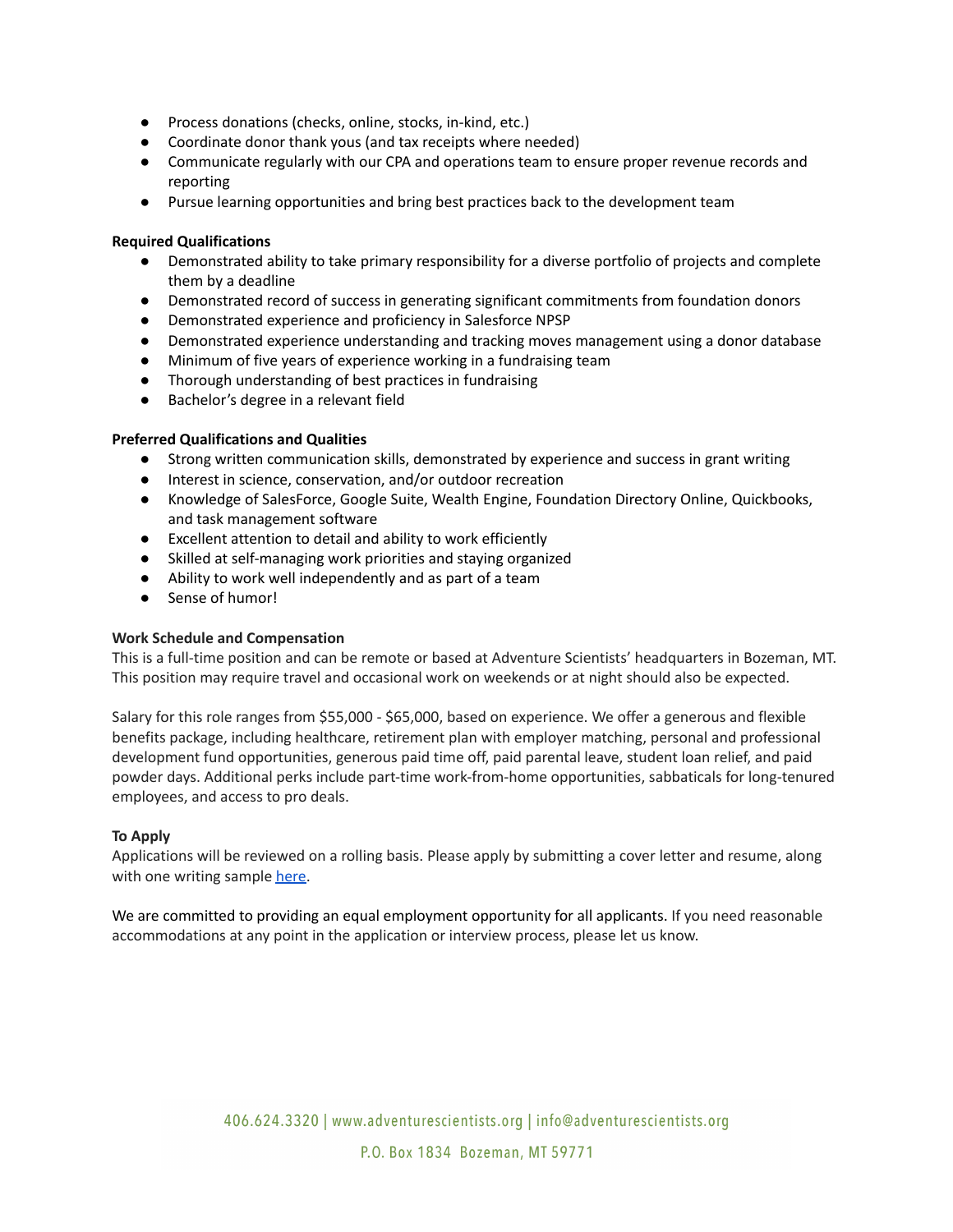- Process donations (checks, online, stocks, in-kind, etc.)
- Coordinate donor thank yous (and tax receipts where needed)
- Communicate regularly with our CPA and operations team to ensure proper revenue records and reporting
- Pursue learning opportunities and bring best practices back to the development team

**Required Qualifications**

- Demonstrated ability to take primary responsibility for a diverse portfolio of projects and complete them by a deadline
- Demonstrated record of success in generating significant commitments from foundation donors
- Demonstrated experience and proficiency in Salesforce NPSP
- Demonstrated experience understanding and tracking moves management using a donor database
- Minimum of five years of experience working in a fundraising team
- Thorough understanding of best practices in fundraising
- Bachelor's degree in a relevant field

**Preferred Qualifications and Qualities**

- Strong written communication skills, demonstrated by experience and success in grant writing
- Interest in science, conservation, and/or outdoor recreation
- Knowledge of SalesForce, Google Suite, Wealth Engine, Foundation Directory Online, Quickbooks, and task management software
- Excellent attention to detail and ability to work efficiently
- Skilled at self-managing work priorities and staying organized
- Ability to work well independently and as part of a team
- Sense of humor!

**Work Schedule and Compensation**

This is a full-time position and can be remote or based at Adventure Scientists' headquarters in Bozeman, MT. This position may require travel and occasional work on weekends or at night should also be expected.

Salary for this role ranges from $55,000 - $65,000, based on experience. We offer a generous and flexible benefits package, including healthcare, retirement plan with employer matching, personal and professional development fund opportunities, generous paid time off, paid parental leave, student loan relief, and paid powder days. Additional perks include part-time work-from-home opportunities, sabbaticals for long-tenured employees, and access to pro deals.

**To Apply**

Applications will be reviewed on a rolling basis. Please apply by submitting a cover letter and resume, along with one writing sample here.

We are committed to providing an equal employment opportunity for all applicants. If you need reasonable accommodations at any point in the application or interview process, please let us know.

406.624.3320 | www.adventurescientists.org | info@adventurescientists.org

P.O. Box 1834 Bozeman, MT 59771